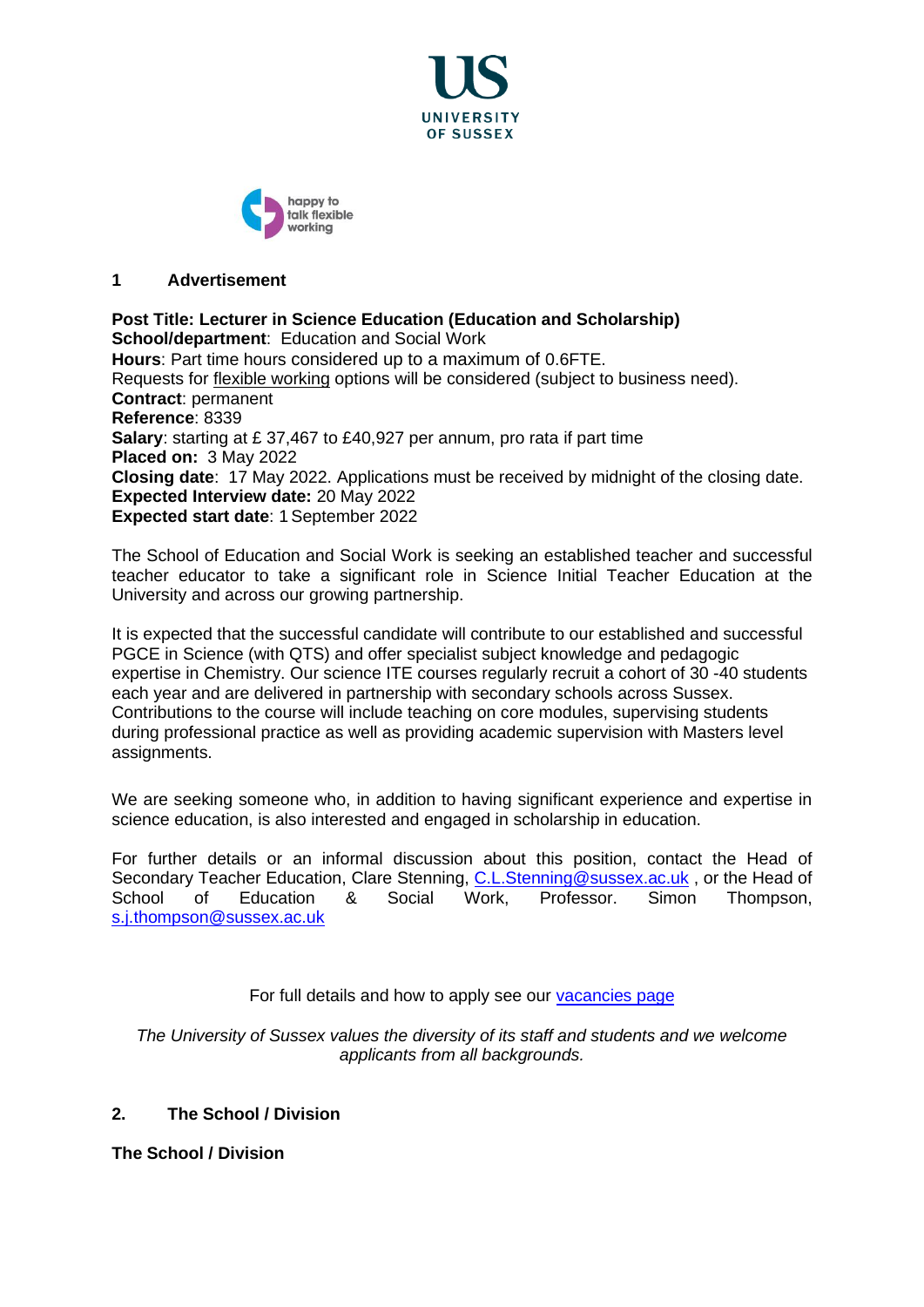UNIVERSITY OF SUSSEX

happy to talk flexible working

## 1 Advertisement

**Post Title: Lecturer in Science Education (Education and Scholarship)**
**School/department**: Education and Social Work
**Hours**: Part time hours considered up to a maximum of 0.6FTE.
Requests for flexible working options will be considered (subject to business need).
**Contract**: permanent
**Reference**: 8339
**Salary**: starting at £ 37,467 to £40,927 per annum, pro rata if part time
**Placed on:** 3 May 2022
**Closing date**: 17 May 2022. Applications must be received by midnight of the closing date.
**Expected Interview date:** 20 May 2022
**Expected start date**: 1 September 2022

The School of Education and Social Work is seeking an established teacher and successful teacher educator to take a significant role in Science Initial Teacher Education at the University and across our growing partnership.

It is expected that the successful candidate will contribute to our established and successful PGCE in Science (with QTS) and offer specialist subject knowledge and pedagogic expertise in Chemistry. Our science ITE courses regularly recruit a cohort of 30 -40 students each year and are delivered in partnership with secondary schools across Sussex. Contributions to the course will include teaching on core modules, supervising students during professional practice as well as providing academic supervision with Masters level assignments.

We are seeking someone who, in addition to having significant experience and expertise in science education, is also interested and engaged in scholarship in education.

For further details or an informal discussion about this position, contact the Head of Secondary Teacher Education, Clare Stenning, C.L.Stenning@sussex.ac.uk , or the Head of School of Education & Social Work, Professor. Simon Thompson, s.j.thompson@sussex.ac.uk

For full details and how to apply see our vacancies page

*The University of Sussex values the diversity of its staff and students and we welcome applicants from all backgrounds.*

## 2. The School / Division

**The School / Division**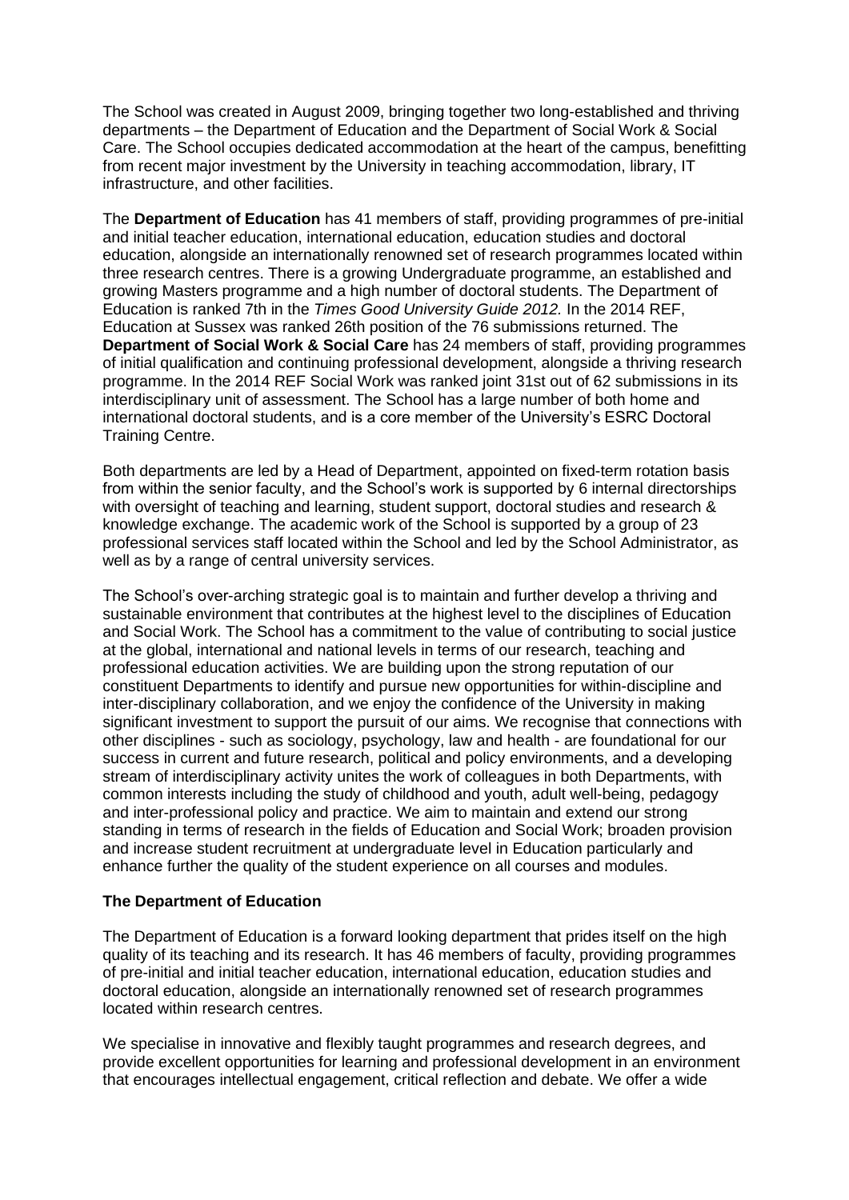The School was created in August 2009, bringing together two long-established and thriving departments – the Department of Education and the Department of Social Work & Social Care. The School occupies dedicated accommodation at the heart of the campus, benefitting from recent major investment by the University in teaching accommodation, library, IT infrastructure, and other facilities.

The **Department of Education** has 41 members of staff, providing programmes of pre-initial and initial teacher education, international education, education studies and doctoral education, alongside an internationally renowned set of research programmes located within three research centres. There is a growing Undergraduate programme, an established and growing Masters programme and a high number of doctoral students. The Department of Education is ranked 7th in the *Times Good University Guide 2012.* In the 2014 REF, Education at Sussex was ranked 26th position of the 76 submissions returned. The **Department of Social Work & Social Care** has 24 members of staff, providing programmes of initial qualification and continuing professional development, alongside a thriving research programme. In the 2014 REF Social Work was ranked joint 31st out of 62 submissions in its interdisciplinary unit of assessment. The School has a large number of both home and international doctoral students, and is a core member of the University's ESRC Doctoral Training Centre.

Both departments are led by a Head of Department, appointed on fixed-term rotation basis from within the senior faculty, and the School's work is supported by 6 internal directorships with oversight of teaching and learning, student support, doctoral studies and research & knowledge exchange. The academic work of the School is supported by a group of 23 professional services staff located within the School and led by the School Administrator, as well as by a range of central university services.

The School's over-arching strategic goal is to maintain and further develop a thriving and sustainable environment that contributes at the highest level to the disciplines of Education and Social Work. The School has a commitment to the value of contributing to social justice at the global, international and national levels in terms of our research, teaching and professional education activities. We are building upon the strong reputation of our constituent Departments to identify and pursue new opportunities for within-discipline and inter-disciplinary collaboration, and we enjoy the confidence of the University in making significant investment to support the pursuit of our aims. We recognise that connections with other disciplines - such as sociology, psychology, law and health - are foundational for our success in current and future research, political and policy environments, and a developing stream of interdisciplinary activity unites the work of colleagues in both Departments, with common interests including the study of childhood and youth, adult well-being, pedagogy and inter-professional policy and practice. We aim to maintain and extend our strong standing in terms of research in the fields of Education and Social Work; broaden provision and increase student recruitment at undergraduate level in Education particularly and enhance further the quality of the student experience on all courses and modules.

**The Department of Education**

The Department of Education is a forward looking department that prides itself on the high quality of its teaching and its research. It has 46 members of faculty, providing programmes of pre-initial and initial teacher education, international education, education studies and doctoral education, alongside an internationally renowned set of research programmes located within research centres.

We specialise in innovative and flexibly taught programmes and research degrees, and provide excellent opportunities for learning and professional development in an environment that encourages intellectual engagement, critical reflection and debate. We offer a wide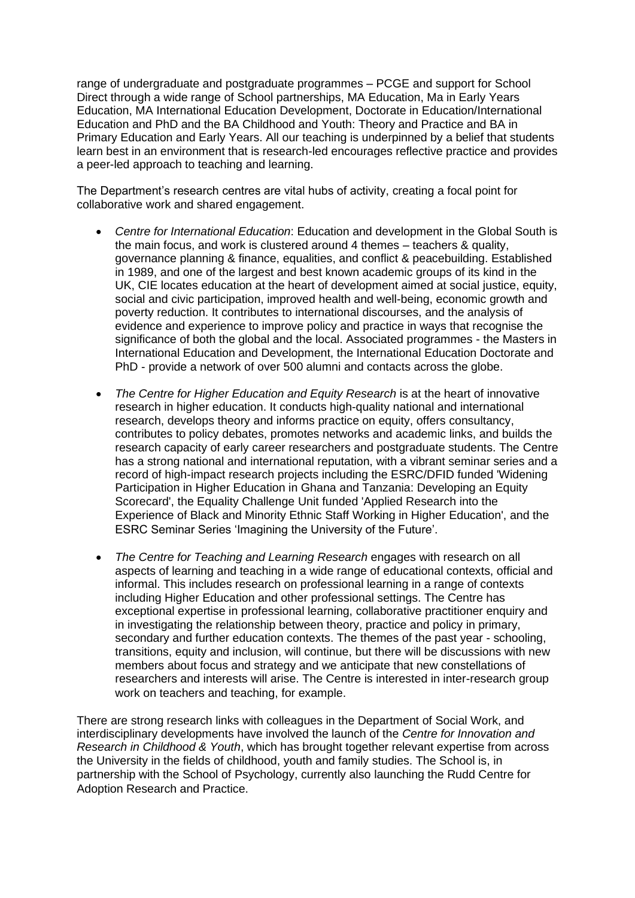range of undergraduate and postgraduate programmes – PCGE and support for School Direct through a wide range of School partnerships, MA Education, Ma in Early Years Education, MA International Education Development, Doctorate in Education/International Education and PhD and the BA Childhood and Youth: Theory and Practice and BA in Primary Education and Early Years. All our teaching is underpinned by a belief that students learn best in an environment that is research-led encourages reflective practice and provides a peer-led approach to teaching and learning.

The Department's research centres are vital hubs of activity, creating a focal point for collaborative work and shared engagement.

- *Centre for International Education*: Education and development in the Global South is the main focus, and work is clustered around 4 themes – teachers & quality, governance planning & finance, equalities, and conflict & peacebuilding. Established in 1989, and one of the largest and best known academic groups of its kind in the UK, CIE locates education at the heart of development aimed at social justice, equity, social and civic participation, improved health and well-being, economic growth and poverty reduction. It contributes to international discourses, and the analysis of evidence and experience to improve policy and practice in ways that recognise the significance of both the global and the local. Associated programmes - the Masters in International Education and Development, the International Education Doctorate and PhD - provide a network of over 500 alumni and contacts across the globe.

- *The Centre for Higher Education and Equity Research* is at the heart of innovative research in higher education. It conducts high-quality national and international research, develops theory and informs practice on equity, offers consultancy, contributes to policy debates, promotes networks and academic links, and builds the research capacity of early career researchers and postgraduate students. The Centre has a strong national and international reputation, with a vibrant seminar series and a record of high-impact research projects including the ESRC/DFID funded 'Widening Participation in Higher Education in Ghana and Tanzania: Developing an Equity Scorecard', the Equality Challenge Unit funded 'Applied Research into the Experience of Black and Minority Ethnic Staff Working in Higher Education', and the ESRC Seminar Series 'Imagining the University of the Future'.

- *The Centre for Teaching and Learning Research* engages with research on all aspects of learning and teaching in a wide range of educational contexts, official and informal. This includes research on professional learning in a range of contexts including Higher Education and other professional settings. The Centre has exceptional expertise in professional learning, collaborative practitioner enquiry and in investigating the relationship between theory, practice and policy in primary, secondary and further education contexts. The themes of the past year - schooling, transitions, equity and inclusion, will continue, but there will be discussions with new members about focus and strategy and we anticipate that new constellations of researchers and interests will arise. The Centre is interested in inter-research group work on teachers and teaching, for example.

There are strong research links with colleagues in the Department of Social Work, and interdisciplinary developments have involved the launch of the *Centre for Innovation and Research in Childhood & Youth*, which has brought together relevant expertise from across the University in the fields of childhood, youth and family studies. The School is, in partnership with the School of Psychology, currently also launching the Rudd Centre for Adoption Research and Practice.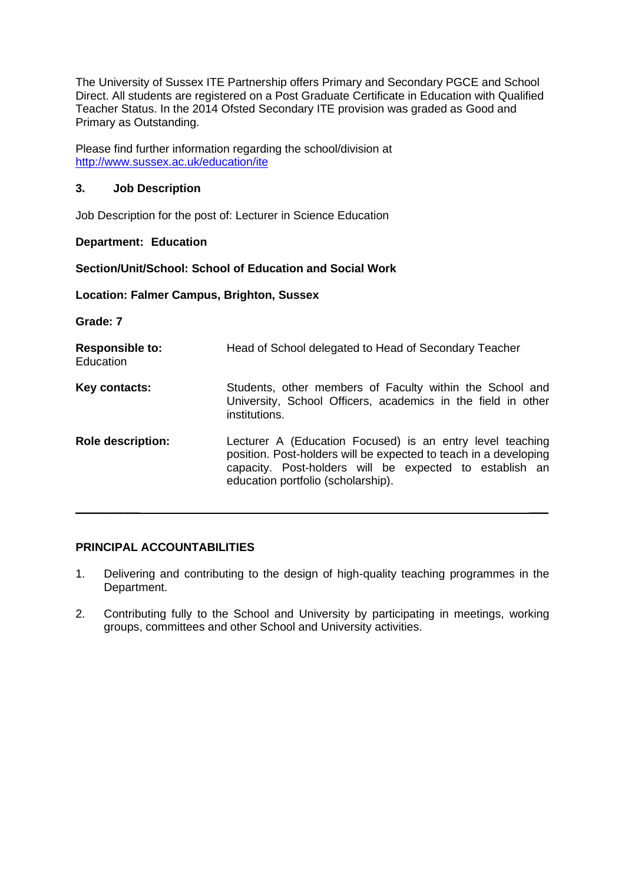The University of Sussex ITE Partnership offers Primary and Secondary PGCE and School Direct. All students are registered on a Post Graduate Certificate in Education with Qualified Teacher Status. In the 2014 Ofsted Secondary ITE provision was graded as Good and Primary as Outstanding.

Please find further information regarding the school/division at [http://www.sussex.ac.uk/education/ite](http://www.sussex.ac.uk/education/ite)

### 3. Job Description

Job Description for the post of: Lecturer in Science Education

**Department: Education**

**Section/Unit/School: School of Education and Social Work**

**Location: Falmer Campus, Brighton, Sussex**

**Grade: 7**

| | |
|---|---|
| **Responsible to:** | Head of School delegated to Head of Secondary Teacher Education |
| **Key contacts:** | Students, other members of Faculty within the School and University, School Officers, academics in the field in other institutions. |
| **Role description:** | Lecturer A (Education Focused) is an entry level teaching position. Post-holders will be expected to teach in a developing capacity. Post-holders will be expected to establish an education portfolio (scholarship). |

---

**PRINCIPAL ACCOUNTABILITIES**

1. Delivering and contributing to the design of high-quality teaching programmes in the Department.
2. Contributing fully to the School and University by participating in meetings, working groups, committees and other School and University activities.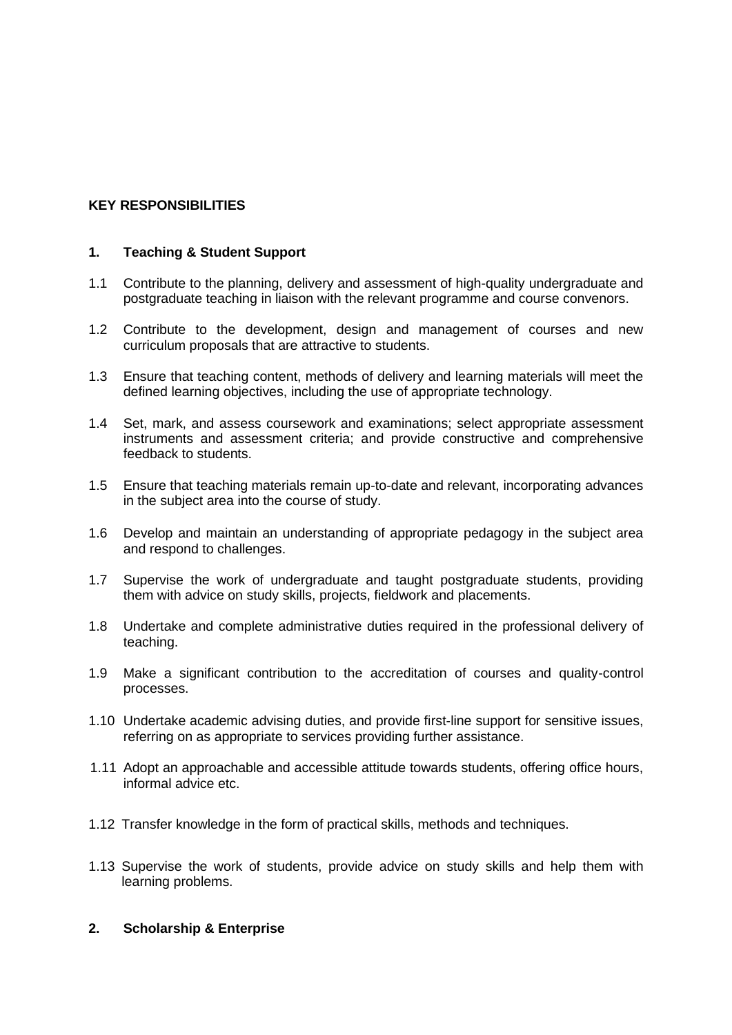**KEY RESPONSIBILITIES**

**1. Teaching & Student Support**

1.1 Contribute to the planning, delivery and assessment of high-quality undergraduate and postgraduate teaching in liaison with the relevant programme and course convenors.

1.2 Contribute to the development, design and management of courses and new curriculum proposals that are attractive to students.

1.3 Ensure that teaching content, methods of delivery and learning materials will meet the defined learning objectives, including the use of appropriate technology.

1.4 Set, mark, and assess coursework and examinations; select appropriate assessment instruments and assessment criteria; and provide constructive and comprehensive feedback to students.

1.5 Ensure that teaching materials remain up-to-date and relevant, incorporating advances in the subject area into the course of study.

1.6 Develop and maintain an understanding of appropriate pedagogy in the subject area and respond to challenges.

1.7 Supervise the work of undergraduate and taught postgraduate students, providing them with advice on study skills, projects, fieldwork and placements.

1.8 Undertake and complete administrative duties required in the professional delivery of teaching.

1.9 Make a significant contribution to the accreditation of courses and quality-control processes.

1.10 Undertake academic advising duties, and provide first-line support for sensitive issues, referring on as appropriate to services providing further assistance.

1.11 Adopt an approachable and accessible attitude towards students, offering office hours, informal advice etc.

1.12 Transfer knowledge in the form of practical skills, methods and techniques.

1.13 Supervise the work of students, provide advice on study skills and help them with learning problems.

**2. Scholarship & Enterprise**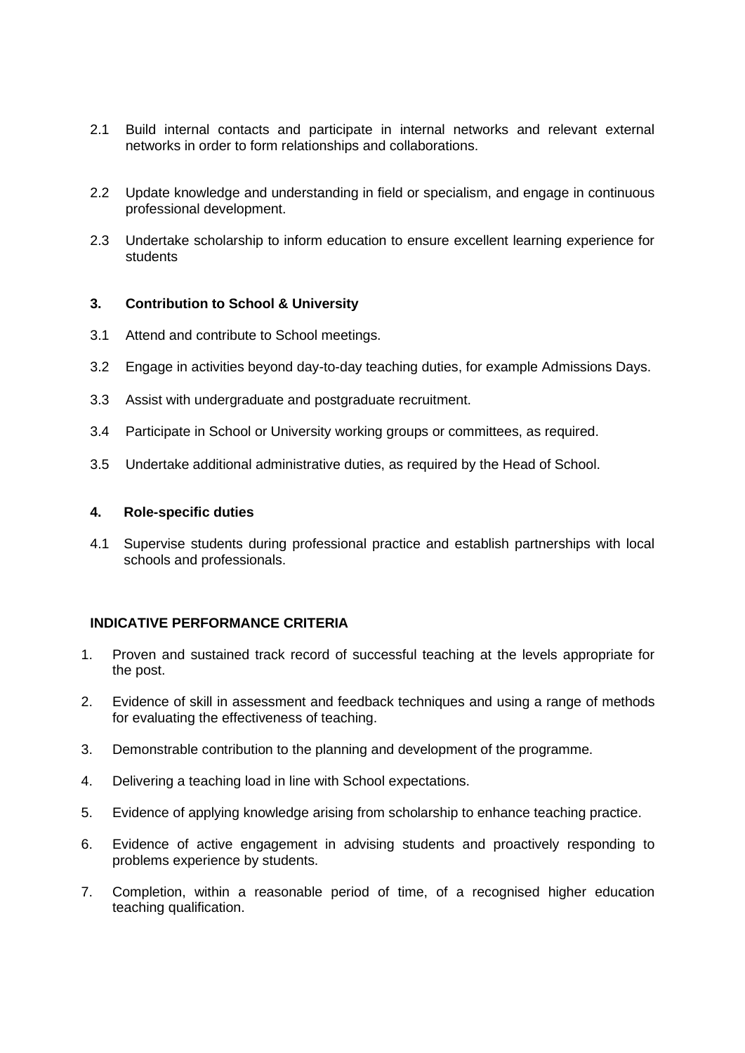2.1 Build internal contacts and participate in internal networks and relevant external networks in order to form relationships and collaborations.

2.2 Update knowledge and understanding in field or specialism, and engage in continuous professional development.

2.3 Undertake scholarship to inform education to ensure excellent learning experience for students

**3. Contribution to School & University**

3.1 Attend and contribute to School meetings.

3.2 Engage in activities beyond day-to-day teaching duties, for example Admissions Days.

3.3 Assist with undergraduate and postgraduate recruitment.

3.4 Participate in School or University working groups or committees, as required.

3.5 Undertake additional administrative duties, as required by the Head of School.

**4. Role-specific duties**

4.1 Supervise students during professional practice and establish partnerships with local schools and professionals.

**INDICATIVE PERFORMANCE CRITERIA**

1. Proven and sustained track record of successful teaching at the levels appropriate for the post.
2. Evidence of skill in assessment and feedback techniques and using a range of methods for evaluating the effectiveness of teaching.
3. Demonstrable contribution to the planning and development of the programme.
4. Delivering a teaching load in line with School expectations.
5. Evidence of applying knowledge arising from scholarship to enhance teaching practice.
6. Evidence of active engagement in advising students and proactively responding to problems experience by students.
7. Completion, within a reasonable period of time, of a recognised higher education teaching qualification.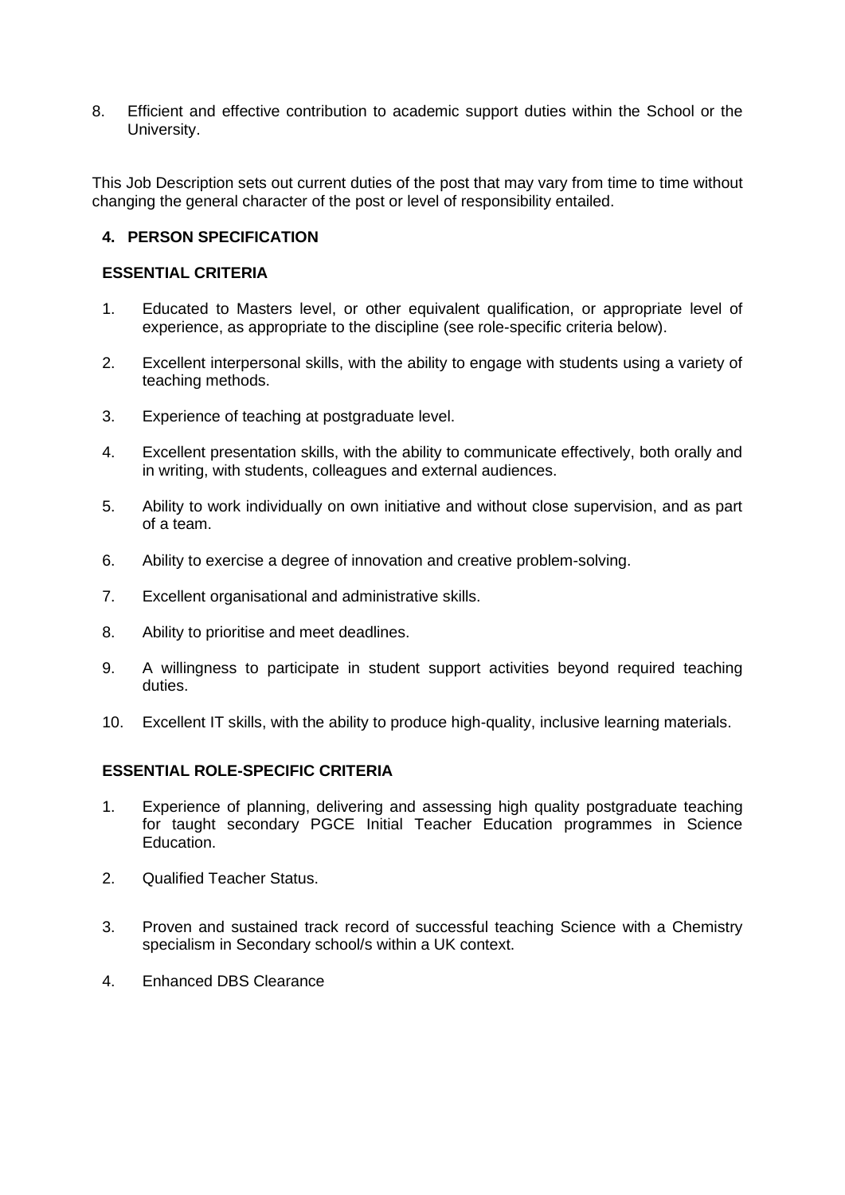8. Efficient and effective contribution to academic support duties within the School or the University.

This Job Description sets out current duties of the post that may vary from time to time without changing the general character of the post or level of responsibility entailed.

## 4. PERSON SPECIFICATION

### ESSENTIAL CRITERIA

1. Educated to Masters level, or other equivalent qualification, or appropriate level of experience, as appropriate to the discipline (see role-specific criteria below).
2. Excellent interpersonal skills, with the ability to engage with students using a variety of teaching methods.
3. Experience of teaching at postgraduate level.
4. Excellent presentation skills, with the ability to communicate effectively, both orally and in writing, with students, colleagues and external audiences.
5. Ability to work individually on own initiative and without close supervision, and as part of a team.
6. Ability to exercise a degree of innovation and creative problem-solving.
7. Excellent organisational and administrative skills.
8. Ability to prioritise and meet deadlines.
9. A willingness to participate in student support activities beyond required teaching duties.
10. Excellent IT skills, with the ability to produce high-quality, inclusive learning materials.

### ESSENTIAL ROLE-SPECIFIC CRITERIA

1. Experience of planning, delivering and assessing high quality postgraduate teaching for taught secondary PGCE Initial Teacher Education programmes in Science Education.
2. Qualified Teacher Status.
3. Proven and sustained track record of successful teaching Science with a Chemistry specialism in Secondary school/s within a UK context.
4. Enhanced DBS Clearance